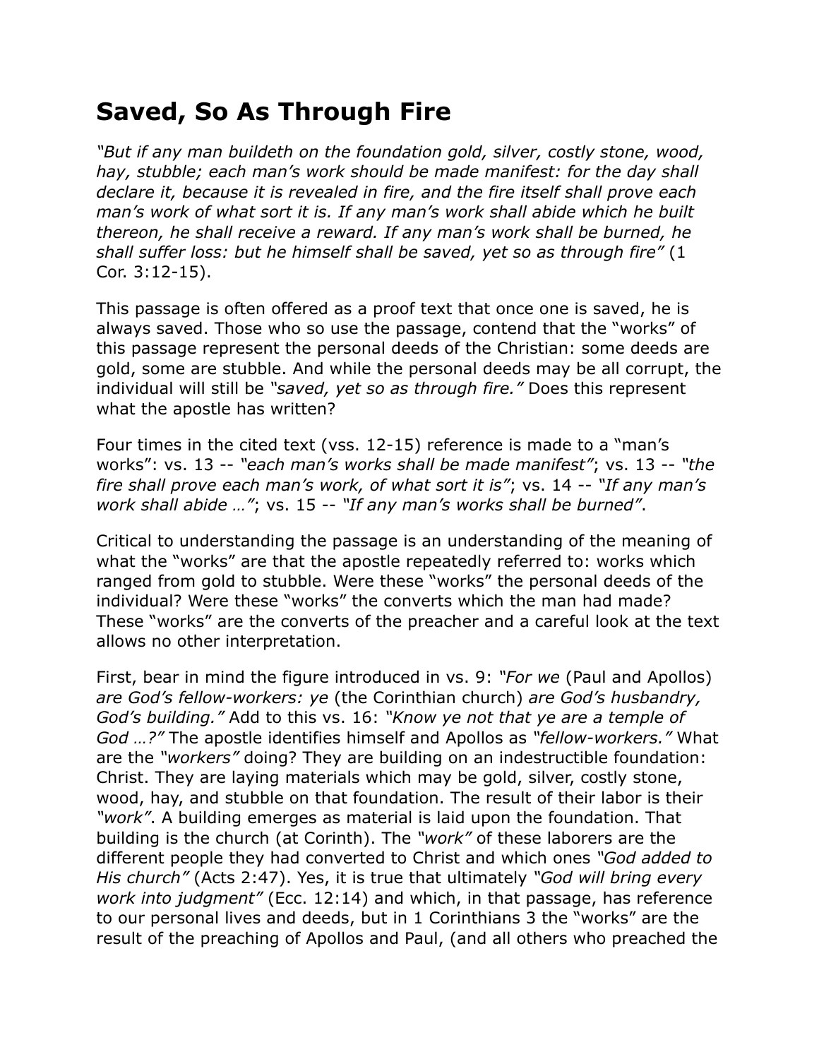# Saved, So As Through Fire

*"But if any man buildeth on the foundation gold, silver, costly stone, wood, hay, stubble; each man's work should be made manifest: for the day shall declare it, because it is revealed in fire, and the fire itself shall prove each man's work of what sort it is. If any man's work shall abide which he built thereon, he shall receive a reward. If any man's work shall be burned, he shall suffer loss: but he himself shall be saved, yet so as through fire"* (1 Cor. 3:12-15).

This passage is often offered as a proof text that once one is saved, he is always saved. Those who so use the passage, contend that the "works" of this passage represent the personal deeds of the Christian: some deeds are gold, some are stubble. And while the personal deeds may be all corrupt, the individual will still be *"saved, yet so as through fire."* Does this represent what the apostle has written?

Four times in the cited text (vss. 12-15) reference is made to a "man's works": vs. 13 -- *"each man's works shall be made manifest"*; vs. 13 -- *"the fire shall prove each man's work, of what sort it is"*; vs. 14 -- *"If any man's work shall abide …"*; vs. 15 -- *"If any man's works shall be burned"*.

Critical to understanding the passage is an understanding of the meaning of what the "works" are that the apostle repeatedly referred to: works which ranged from gold to stubble. Were these "works" the personal deeds of the individual? Were these "works" the converts which the man had made? These "works" are the converts of the preacher and a careful look at the text allows no other interpretation.

First, bear in mind the figure introduced in vs. 9: *"For we* (Paul and Apollos) *are God's fellow-workers: ye* (the Corinthian church) *are God's husbandry, God's building."* Add to this vs. 16: *"Know ye not that ye are a temple of God …?"* The apostle identifies himself and Apollos as *"fellow-workers."* What are the *"workers"* doing? They are building on an indestructible foundation: Christ. They are laying materials which may be gold, silver, costly stone, wood, hay, and stubble on that foundation. The result of their labor is their *"work"*. A building emerges as material is laid upon the foundation. That building is the church (at Corinth). The *"work"* of these laborers are the different people they had converted to Christ and which ones *"God added to His church"* (Acts 2:47). Yes, it is true that ultimately *"God will bring every work into judgment"* (Ecc. 12:14) and which, in that passage, has reference to our personal lives and deeds, but in 1 Corinthians 3 the "works" are the result of the preaching of Apollos and Paul, (and all others who preached the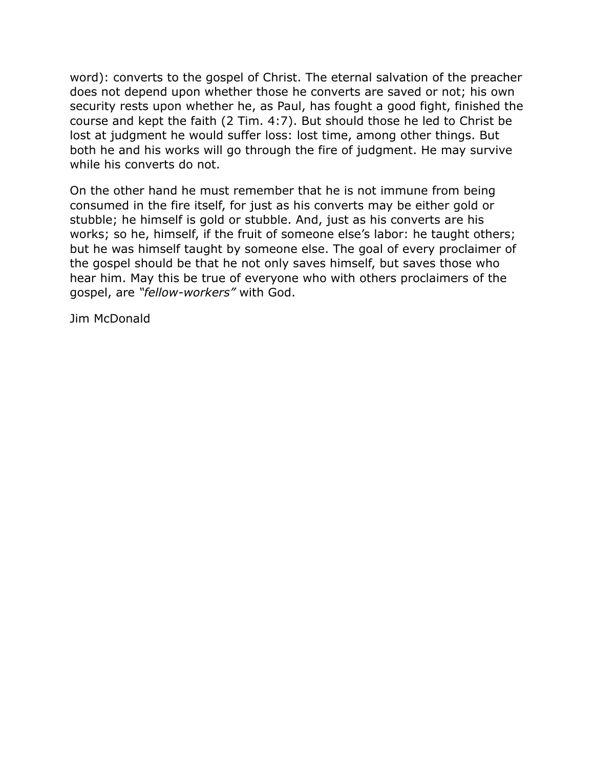word): converts to the gospel of Christ. The eternal salvation of the preacher does not depend upon whether those he converts are saved or not; his own security rests upon whether he, as Paul, has fought a good fight, finished the course and kept the faith (2 Tim. 4:7). But should those he led to Christ be lost at judgment he would suffer loss: lost time, among other things. But both he and his works will go through the fire of judgment. He may survive while his converts do not.

On the other hand he must remember that he is not immune from being consumed in the fire itself, for just as his converts may be either gold or stubble; he himself is gold or stubble. And, just as his converts are his works; so he, himself, if the fruit of someone else's labor: he taught others; but he was himself taught by someone else. The goal of every proclaimer of the gospel should be that he not only saves himself, but saves those who hear him. May this be true of everyone who with others proclaimers of the gospel, are *"fellow-workers"* with God.

Jim McDonald